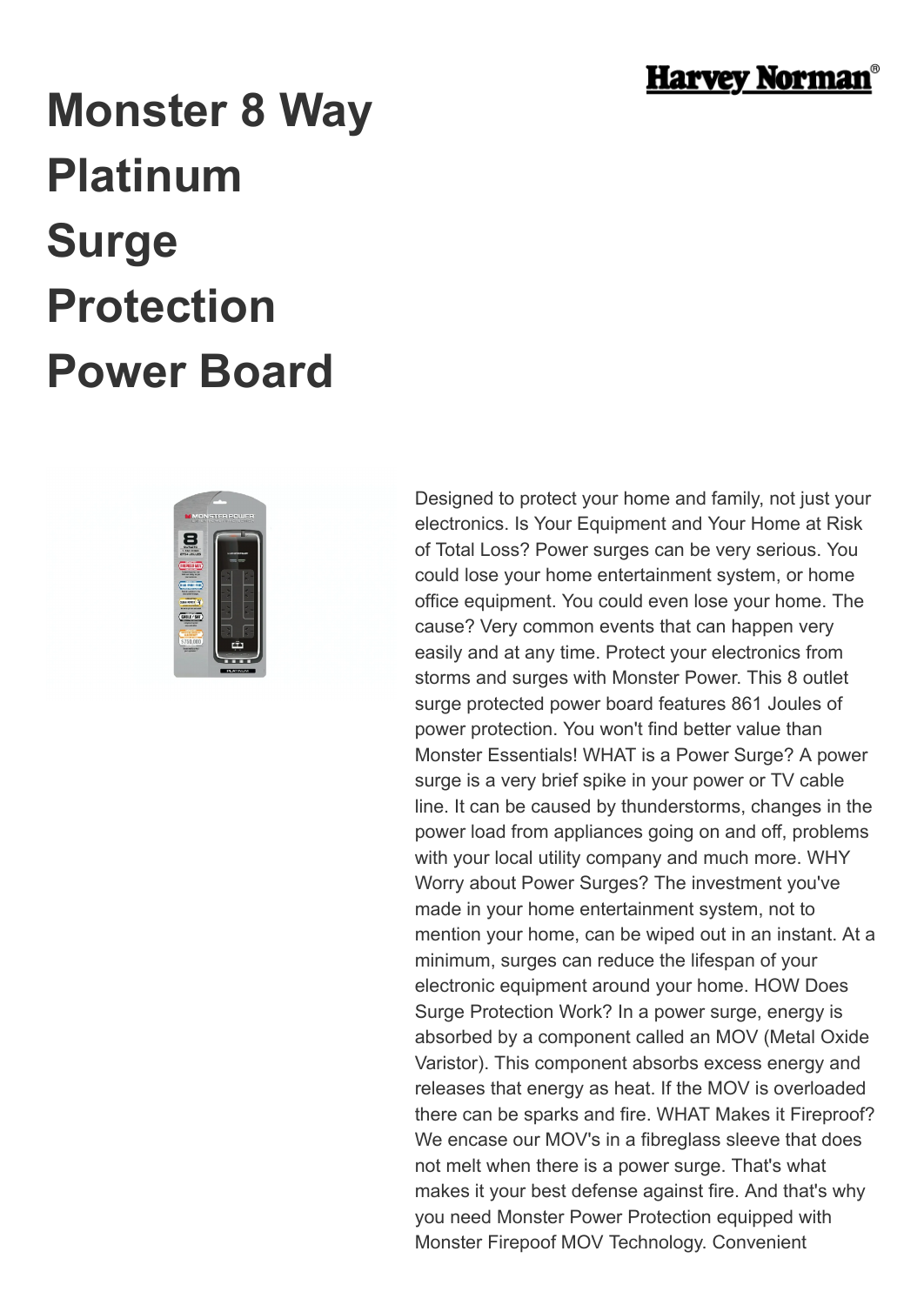# Monster 8 Way Platinum Surge Protection Power Board

Designed to protect your home and family, not just your electronics. Is Your Equipment and Your Home at Risk of Total Loss? Power surges can be very serious. You could lose your home entertainment system, or home office equipment. You could even lose your home. The cause? Very common events that can happen very easily and at any time. Protect your electronics from storms and surges with Monster Power. This 8 outlet surge protected power board features 861 Joules of power protection. You won't find better value than Monster Essentials! WHAT is a Power Surge? A power surge is a very brief spike in your power or TV cable line. It can be caused by thunderstorms, changes in the power load from appliances going on and off, problems with your local utility company and much more. WHY Worry about Power Surges? The investment you've made in your home entertainment system, not to mention your home, can be wiped out in an instant. At a minimum, surges can reduce the lifespan of your electronic equipment around your home. HOW Does Surge Protection Work? In a power surge, energy is absorbed by a component called an MOV (Metal Oxide Varistor). This component absorbs excess energy and releases that energy as heat. If the MOV is overloaded there can be sparks and fire. WHAT Makes it Fireproof? We encase our MOV's in a fibreglass sleeve that does not melt when there is a power surge. That's what makes it your best defense against fire. And that's why you need Monster Power Protection equipped with Monster Firepoof MOV Technology. Convenient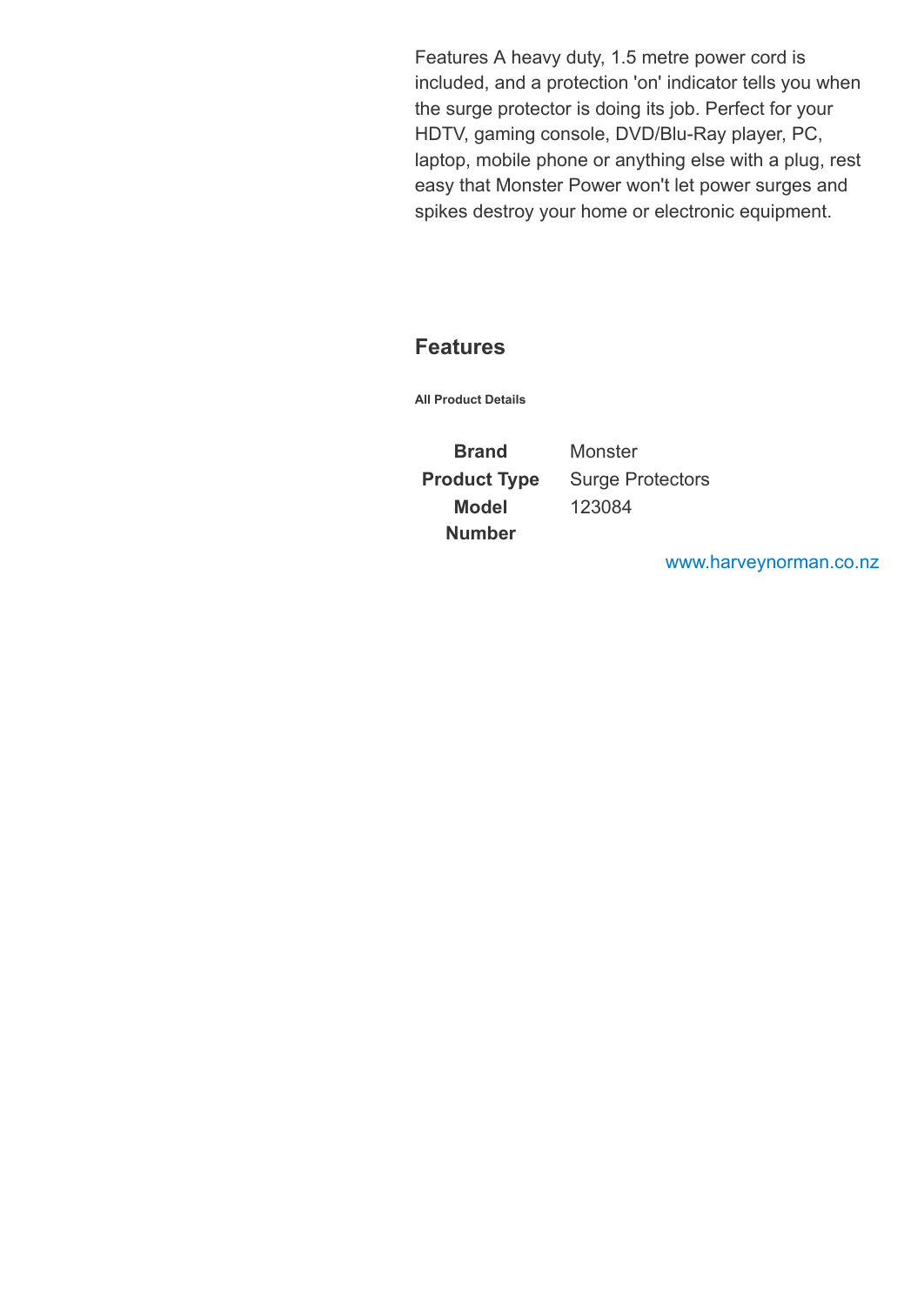Features A heavy duty, 1.5 metre power cord is included, and a protection 'on' indicator tells you when the surge protector is doing its job. Perfect for your HDTV, gaming console, DVD/Blu-Ray player, PC, laptop, mobile phone or anything else with a plug, rest easy that Monster Power won't let power surges and spikes destroy your home or electronic equipment.

## Features

**All Product Details**

| | |
|---|---|
| **Brand** | Monster |
| **Product Type** | Surge Protectors |
| **Model Number** | 123084 |

www.harveynorman.co.nz